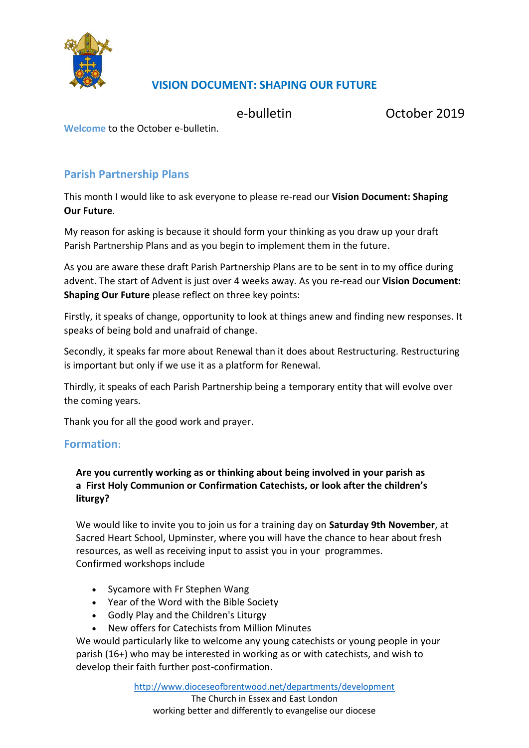# VISION DOCUMENT: SHAPING OUR FUTURE

e-bulletin October 2019

**Welcome** to the October e-bulletin.

## Parish Partnership Plans

This month I would like to ask everyone to please re-read our **Vision Document: Shaping Our Future**.

My reason for asking is because it should form your thinking as you draw up your draft Parish Partnership Plans and as you begin to implement them in the future.

As you are aware these draft Parish Partnership Plans are to be sent in to my office during advent. The start of Advent is just over 4 weeks away. As you re-read our **Vision Document: Shaping Our Future** please reflect on three key points:

Firstly, it speaks of change, opportunity to look at things anew and finding new responses. It speaks of being bold and unafraid of change.

Secondly, it speaks far more about Renewal than it does about Restructuring. Restructuring is important but only if we use it as a platform for Renewal.

Thirdly, it speaks of each Parish Partnership being a temporary entity that will evolve over the coming years.

Thank you for all the good work and prayer.

## Formation:

**Are you currently working as or thinking about being involved in your parish as a First Holy Communion or Confirmation Catechists, or look after the children's liturgy?**

We would like to invite you to join us for a training day on **Saturday 9th November**, at Sacred Heart School, Upminster, where you will have the chance to hear about fresh resources, as well as receiving input to assist you in your programmes.
Confirmed workshops include

- Sycamore with Fr Stephen Wang
- Year of the Word with the Bible Society
- Godly Play and the Children's Liturgy
- New offers for Catechists from Million Minutes

We would particularly like to welcome any young catechists or young people in your parish (16+) who may be interested in working as or with catechists, and wish to develop their faith further post-confirmation.

http://www.dioceseofbrentwood.net/departments/development
The Church in Essex and East London
working better and differently to evangelise our diocese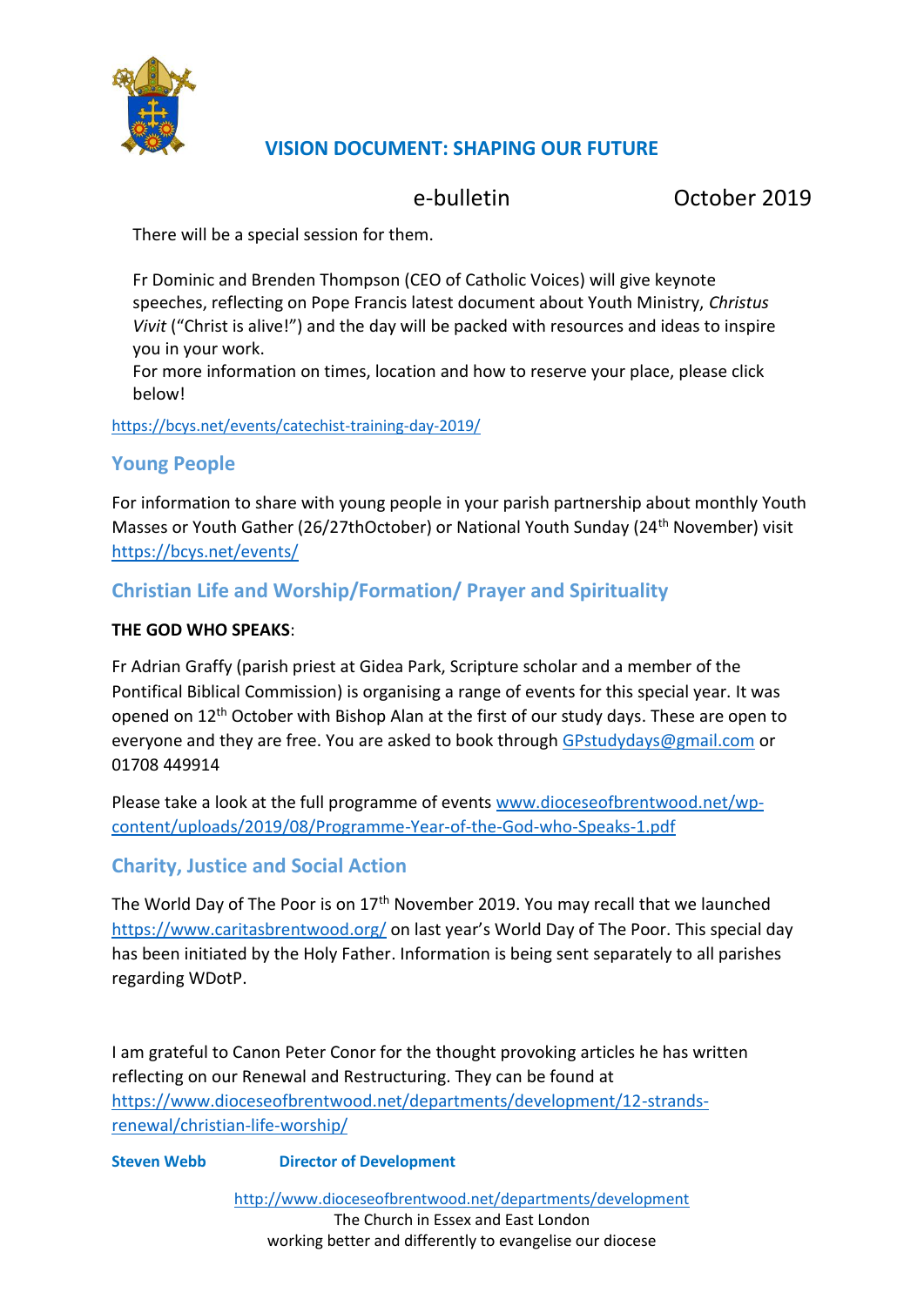**VISION DOCUMENT: SHAPING OUR FUTURE**

e-bulletin October 2019

There will be a special session for them.

Fr Dominic and Brenden Thompson (CEO of Catholic Voices) will give keynote speeches, reflecting on Pope Francis latest document about Youth Ministry, *Christus Vivit* ("Christ is alive!") and the day will be packed with resources and ideas to inspire you in your work.
For more information on times, location and how to reserve your place, please click below!

https://bcys.net/events/catechist-training-day-2019/

## Young People

For information to share with young people in your parish partnership about monthly Youth Masses or Youth Gather (26/27thOctober) or National Youth Sunday (24th November) visit https://bcys.net/events/

## Christian Life and Worship/Formation/ Prayer and Spirituality

**THE GOD WHO SPEAKS**:

Fr Adrian Graffy (parish priest at Gidea Park, Scripture scholar and a member of the Pontifical Biblical Commission) is organising a range of events for this special year. It was opened on 12th October with Bishop Alan at the first of our study days. These are open to everyone and they are free. You are asked to book through GPstudydays@gmail.com or 01708 449914

Please take a look at the full programme of events www.dioceseofbrentwood.net/wp-content/uploads/2019/08/Programme-Year-of-the-God-who-Speaks-1.pdf

## Charity, Justice and Social Action

The World Day of The Poor is on 17th November 2019. You may recall that we launched https://www.caritasbrentwood.org/ on last year's World Day of The Poor. This special day has been initiated by the Holy Father. Information is being sent separately to all parishes regarding WDotP.

I am grateful to Canon Peter Conor for the thought provoking articles he has written reflecting on our Renewal and Restructuring. They can be found at https://www.dioceseofbrentwood.net/departments/development/12-strands-renewal/christian-life-worship/

**Steven Webb** **Director of Development**

http://www.dioceseofbrentwood.net/departments/development
The Church in Essex and East London
working better and differently to evangelise our diocese